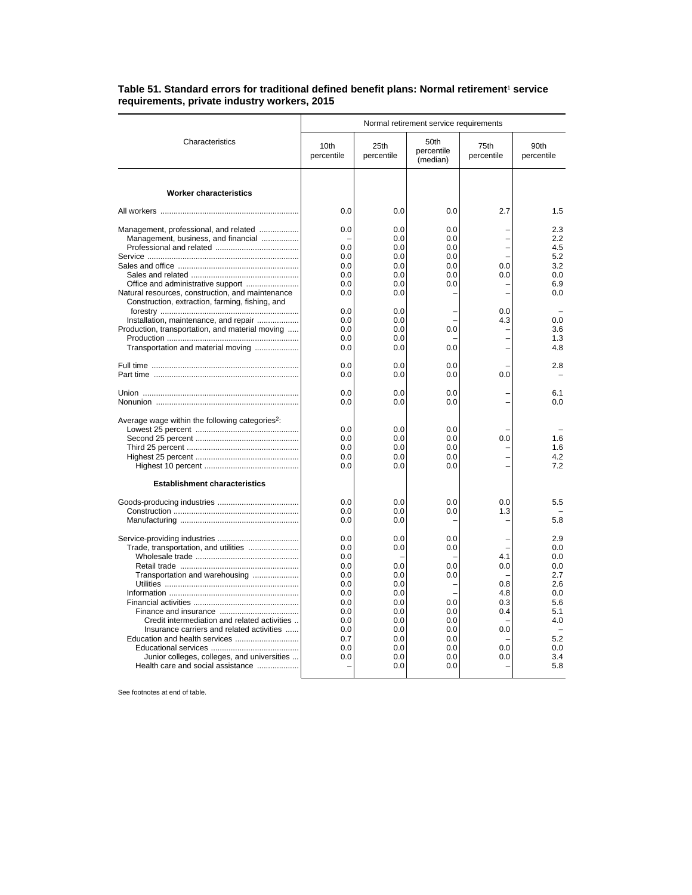**Table 51. Standard errors for traditional defined benefit plans: Normal retirement[1] service requirements, private industry workers, 2015**

| Characteristics | Normal retirement service requirements | | | | |
|---|---|---|---|---|---|
| | 10th percentile | 25th percentile | 50th percentile (median) | 75th percentile | 90th percentile |
| **Worker characteristics** | | | | | |
| All workers | 0.0 | 0.0 | 0.0 | 2.7 | 1.5 |
| Management, professional, and related | 0.0 | 0.0 | 0.0 | – | 2.3 |
| Management, business, and financial | – | 0.0 | 0.0 | – | 2.2 |
| Professional and related | 0.0 | 0.0 | 0.0 | – | 4.5 |
| Service | 0.0 | 0.0 | 0.0 | – | 5.2 |
| Sales and office | 0.0 | 0.0 | 0.0 | 0.0 | 3.2 |
| Sales and related | 0.0 | 0.0 | 0.0 | 0.0 | 0.0 |
| Office and administrative support | 0.0 | 0.0 | 0.0 | – | 6.9 |
| Natural resources, construction, and maintenance | 0.0 | 0.0 | – | – | 0.0 |
| Construction, extraction, farming, fishing, and forestry | 0.0 | 0.0 | – | 0.0 | – |
| Installation, maintenance, and repair | 0.0 | 0.0 | – | 4.3 | 0.0 |
| Production, transportation, and material moving | 0.0 | 0.0 | 0.0 | – | 3.6 |
| Production | 0.0 | 0.0 | – | – | 1.3 |
| Transportation and material moving | 0.0 | 0.0 | 0.0 | – | 4.8 |
| Full time | 0.0 | 0.0 | 0.0 | – | 2.8 |
| Part time | 0.0 | 0.0 | 0.0 | 0.0 | – |
| Union | 0.0 | 0.0 | 0.0 | – | 6.1 |
| Nonunion | 0.0 | 0.0 | 0.0 | – | 0.0 |
| Average wage within the following categories[2]: | | | | | |
| Lowest 25 percent | 0.0 | 0.0 | 0.0 | – | – |
| Second 25 percent | 0.0 | 0.0 | 0.0 | 0.0 | 1.6 |
| Third 25 percent | 0.0 | 0.0 | 0.0 | – | 1.6 |
| Highest 25 percent | 0.0 | 0.0 | 0.0 | – | 4.2 |
| Highest 10 percent | 0.0 | 0.0 | 0.0 | – | 7.2 |
| **Establishment characteristics** | | | | | |
| Goods-producing industries | 0.0 | 0.0 | 0.0 | 0.0 | 5.5 |
| Construction | 0.0 | 0.0 | 0.0 | 1.3 | – |
| Manufacturing | 0.0 | 0.0 | – | – | 5.8 |
| Service-providing industries | 0.0 | 0.0 | 0.0 | – | 2.9 |
| Trade, transportation, and utilities | 0.0 | 0.0 | 0.0 | – | 0.0 |
| Wholesale trade | 0.0 | – | – | 4.1 | 0.0 |
| Retail trade | 0.0 | 0.0 | 0.0 | 0.0 | 0.0 |
| Transportation and warehousing | 0.0 | 0.0 | 0.0 | – | 2.7 |
| Utilities | 0.0 | 0.0 | – | 0.8 | 2.6 |
| Information | 0.0 | 0.0 | – | 4.8 | 0.0 |
| Financial activities | 0.0 | 0.0 | 0.0 | 0.3 | 5.6 |
| Finance and insurance | 0.0 | 0.0 | 0.0 | 0.4 | 5.1 |
| Credit intermediation and related activities | 0.0 | 0.0 | 0.0 | – | 4.0 |
| Insurance carriers and related activities | 0.0 | 0.0 | 0.0 | 0.0 | – |
| Education and health services | 0.7 | 0.0 | 0.0 | – | 5.2 |
| Educational services | 0.0 | 0.0 | 0.0 | 0.0 | 0.0 |
| Junior colleges, colleges, and universities | 0.0 | 0.0 | 0.0 | 0.0 | 3.4 |
| Health care and social assistance | – | 0.0 | 0.0 | – | 5.8 |

See footnotes at end of table.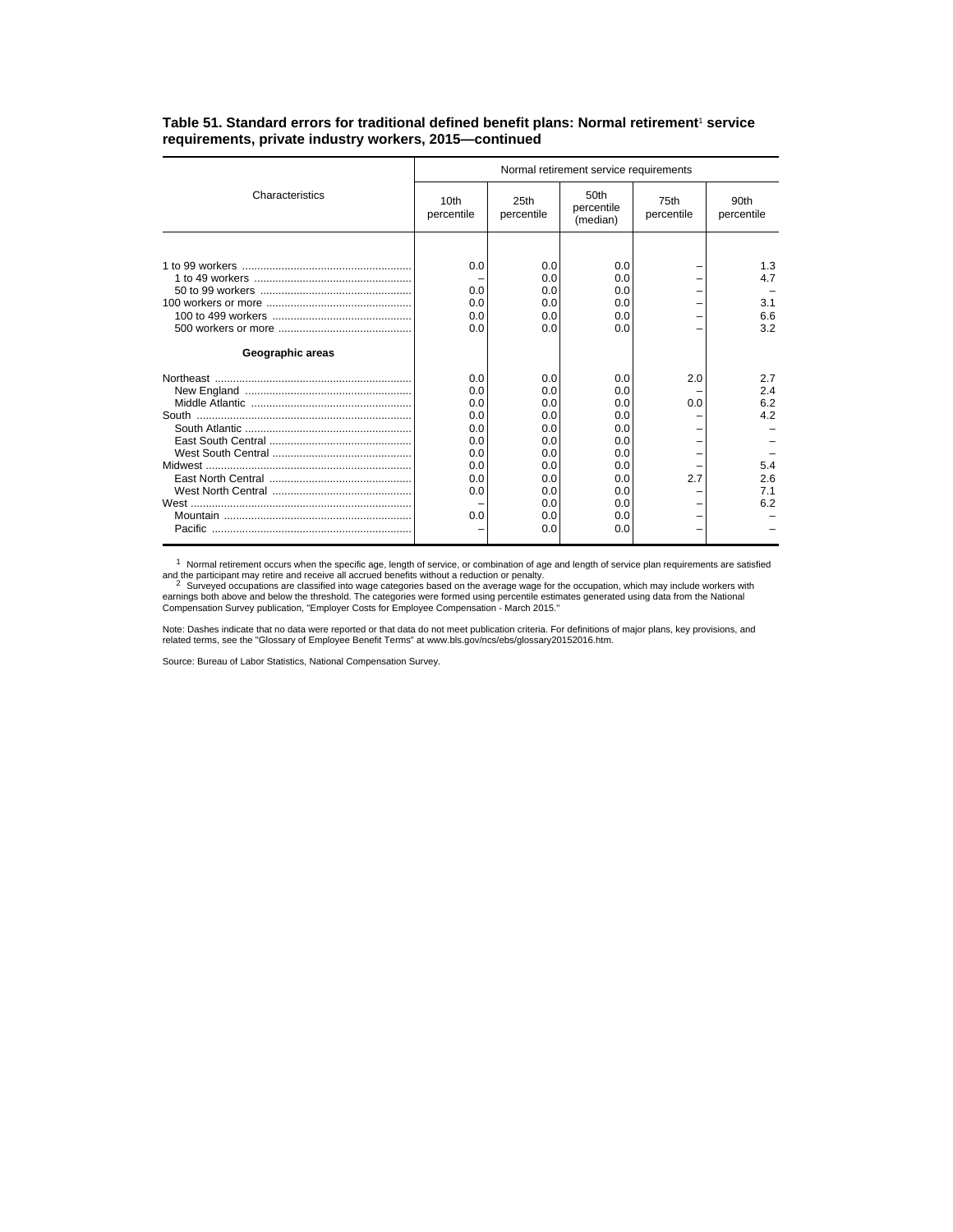**Table 51. Standard errors for traditional defined benefit plans: Normal retirement[1] service requirements, private industry workers, 2015—continued**

| Characteristics | Normal retirement service requirements | | | | |
|---|---|---|---|---|---|
| | 10th percentile | 25th percentile | 50th percentile (median) | 75th percentile | 90th percentile |
| 1 to 99 workers | 0.0 | 0.0 | 0.0 | – | 1.3 |
| 1 to 49 workers | – | 0.0 | 0.0 | – | 4.7 |
| 50 to 99 workers | 0.0 | 0.0 | 0.0 | – | – |
| 100 workers or more | 0.0 | 0.0 | 0.0 | – | 3.1 |
| 100 to 499 workers | 0.0 | 0.0 | 0.0 | – | 6.6 |
| 500 workers or more | 0.0 | 0.0 | 0.0 | – | 3.2 |
| **Geographic areas** | | | | | |
| Northeast | 0.0 | 0.0 | 0.0 | 2.0 | 2.7 |
| New England | 0.0 | 0.0 | 0.0 | – | 2.4 |
| Middle Atlantic | 0.0 | 0.0 | 0.0 | 0.0 | 6.2 |
| South | 0.0 | 0.0 | 0.0 | – | 4.2 |
| South Atlantic | 0.0 | 0.0 | 0.0 | – | – |
| East South Central | 0.0 | 0.0 | 0.0 | – | – |
| West South Central | 0.0 | 0.0 | 0.0 | – | – |
| Midwest | 0.0 | 0.0 | 0.0 | – | 5.4 |
| East North Central | 0.0 | 0.0 | 0.0 | 2.7 | 2.6 |
| West North Central | 0.0 | 0.0 | 0.0 | – | 7.1 |
| West | – | 0.0 | 0.0 | – | 6.2 |
| Mountain | 0.0 | 0.0 | 0.0 | – | – |
| Pacific | – | 0.0 | 0.0 | – | – |

[1] Normal retirement occurs when the specific age, length of service, or combination of age and length of service plan requirements are satisfied and the participant may retire and receive all accrued benefits without a reduction or penalty.

[2] Surveyed occupations are classified into wage categories based on the average wage for the occupation, which may include workers with earnings both above and below the threshold. The categories were formed using percentile estimates generated using data from the National Compensation Survey publication, "Employer Costs for Employee Compensation - March 2015."

Note: Dashes indicate that no data were reported or that data do not meet publication criteria. For definitions of major plans, key provisions, and related terms, see the "Glossary of Employee Benefit Terms" at www.bls.gov/ncs/ebs/glossary20152016.htm.

Source: Bureau of Labor Statistics, National Compensation Survey.